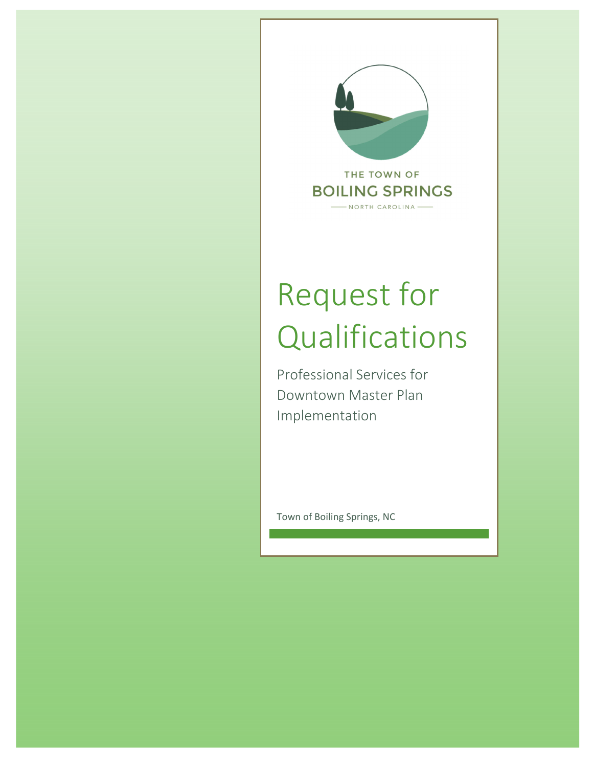THE TOWN OF

BOILING SPRINGS

NORTH CAROLINA

# Request for Qualifications

Professional Services for Downtown Master Plan Implementation

Town of Boiling Springs, NC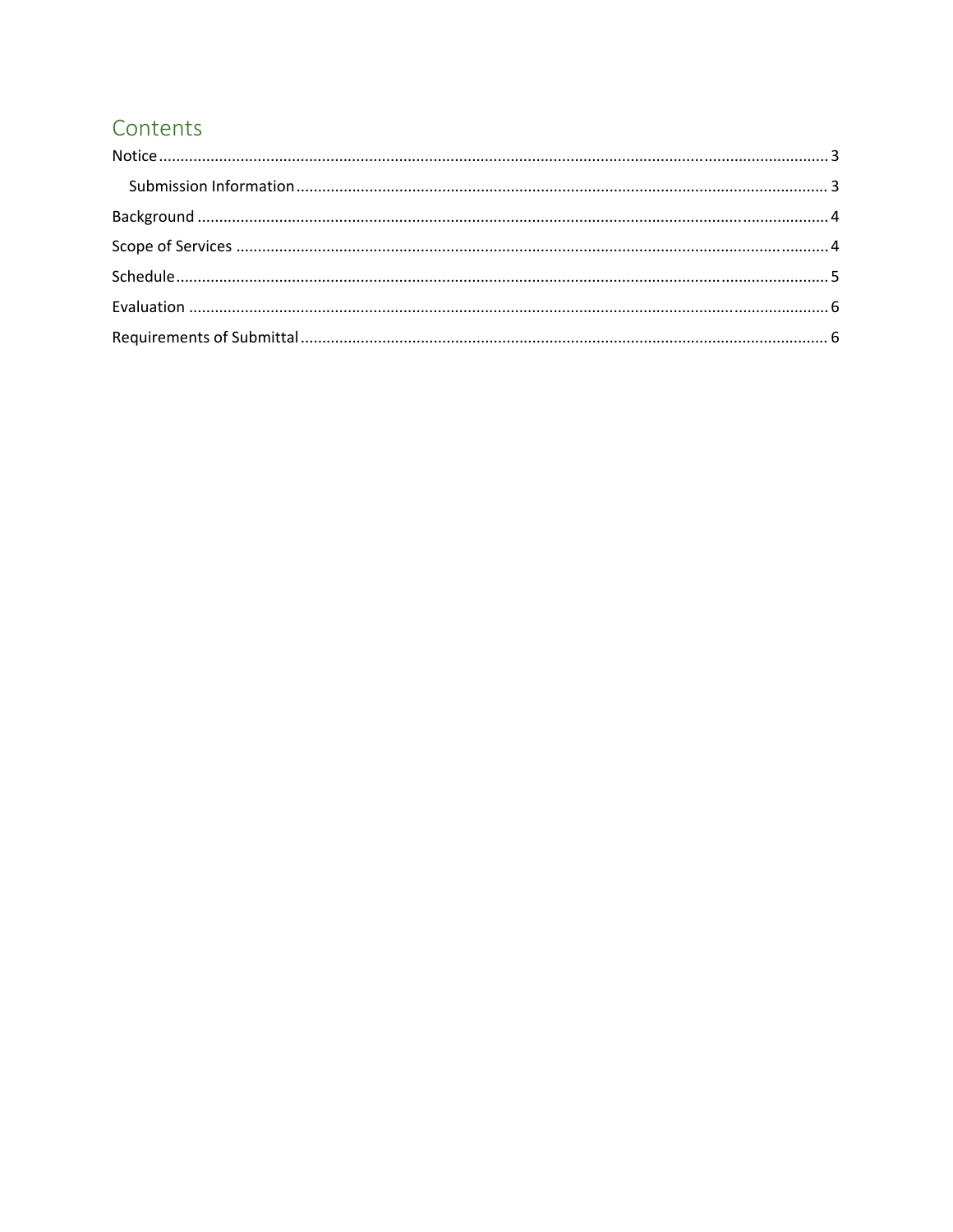# Contents

Notice ........................................................................................................................................ 3

  Submission Information ........................................................................................................ 3

Background ................................................................................................................................ 4

Scope of Services ........................................................................................................................ 4

Schedule ..................................................................................................................................... 5

Evaluation ................................................................................................................................... 6

Requirements of Submittal ......................................................................................................... 6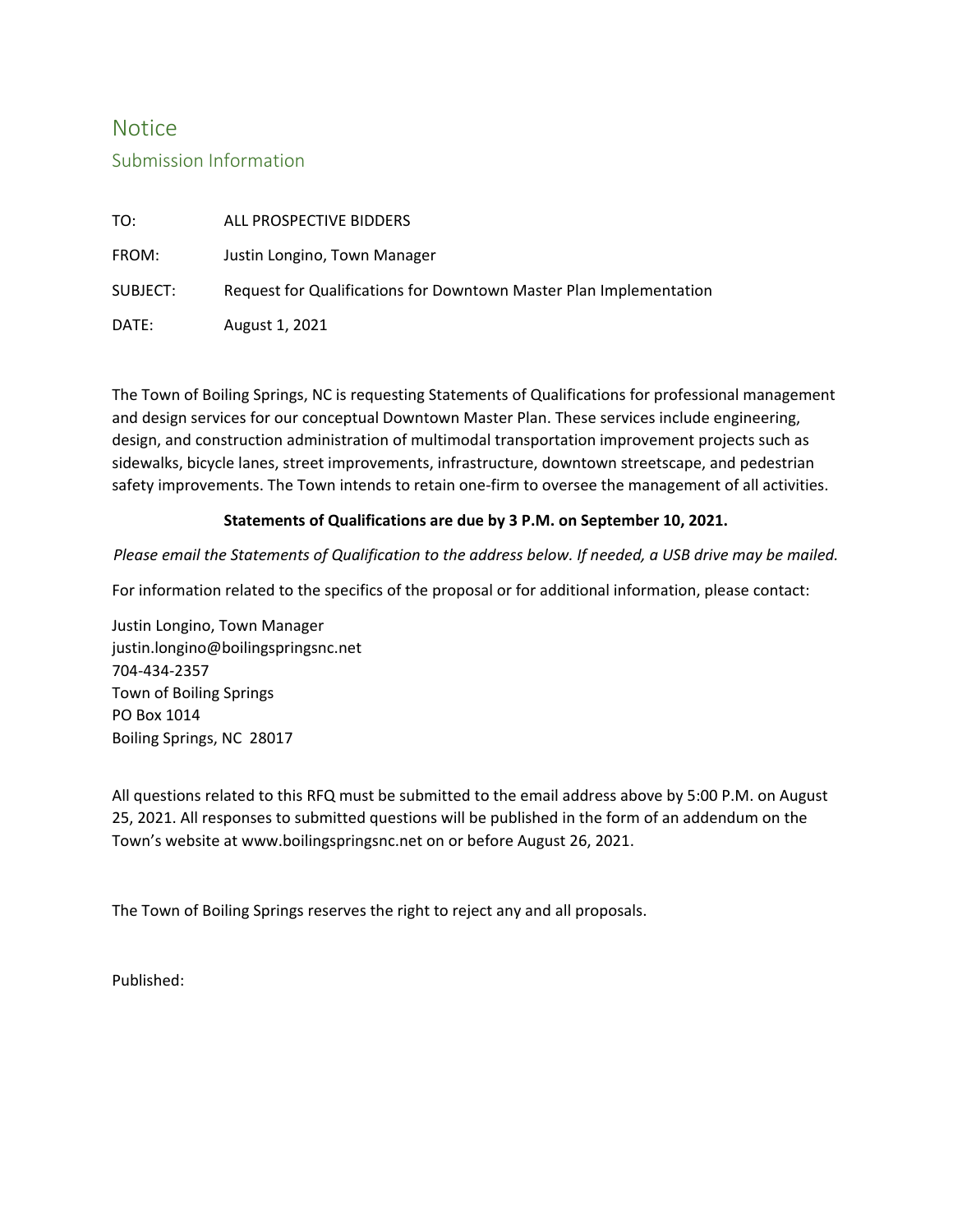# Notice

## Submission Information

TO: ALL PROSPECTIVE BIDDERS

FROM: Justin Longino, Town Manager

SUBJECT: Request for Qualifications for Downtown Master Plan Implementation

DATE: August 1, 2021

The Town of Boiling Springs, NC is requesting Statements of Qualifications for professional management and design services for our conceptual Downtown Master Plan. These services include engineering, design, and construction administration of multimodal transportation improvement projects such as sidewalks, bicycle lanes, street improvements, infrastructure, downtown streetscape, and pedestrian safety improvements. The Town intends to retain one-firm to oversee the management of all activities.

**Statements of Qualifications are due by 3 P.M. on September 10, 2021.**

*Please email the Statements of Qualification to the address below. If needed, a USB drive may be mailed.*

For information related to the specifics of the proposal or for additional information, please contact:

Justin Longino, Town Manager
justin.longino@boilingspringsnc.net
704-434-2357
Town of Boiling Springs
PO Box 1014
Boiling Springs, NC 28017

All questions related to this RFQ must be submitted to the email address above by 5:00 P.M. on August 25, 2021. All responses to submitted questions will be published in the form of an addendum on the Town's website at www.boilingspringsnc.net on or before August 26, 2021.

The Town of Boiling Springs reserves the right to reject any and all proposals.

Published: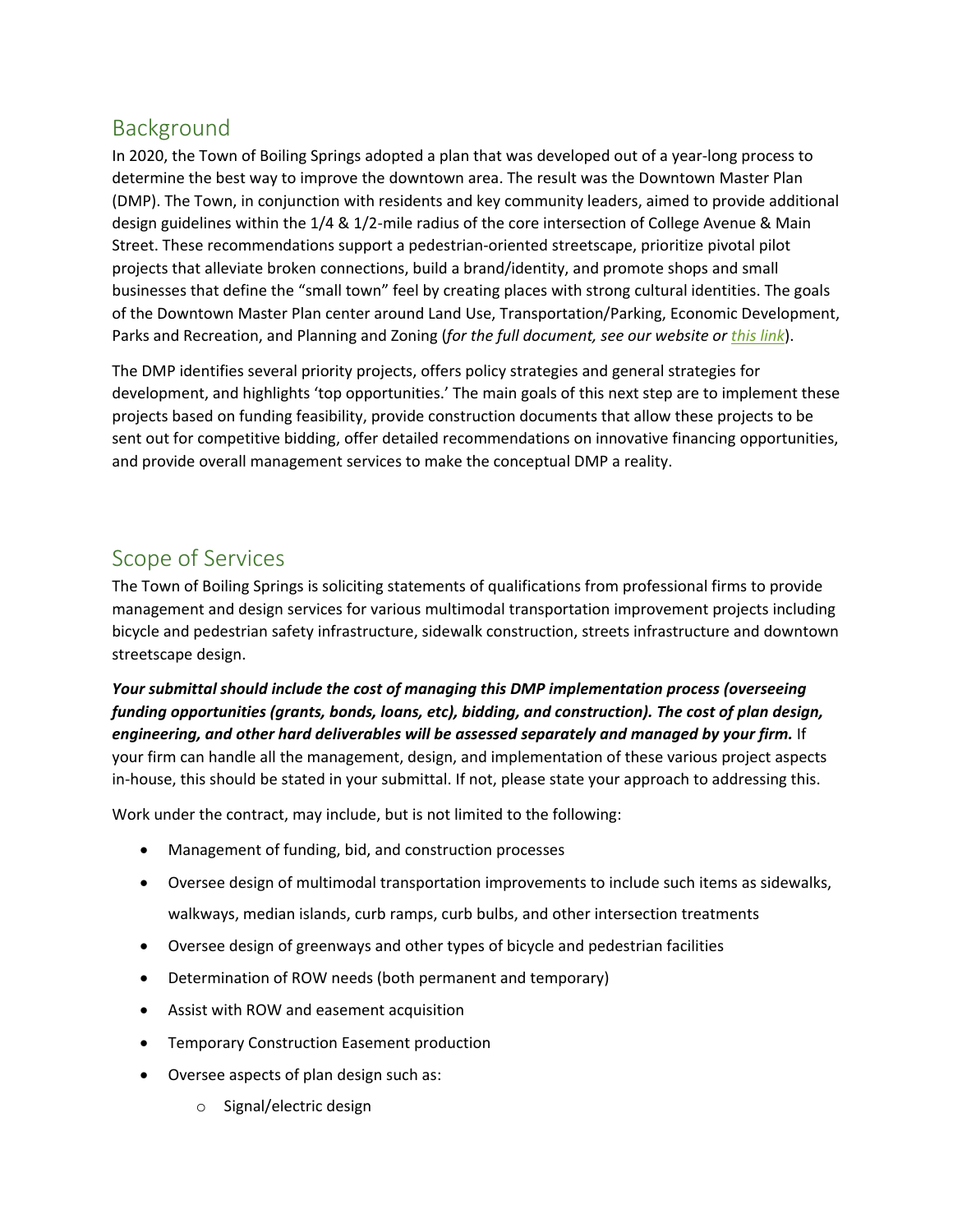## Background

In 2020, the Town of Boiling Springs adopted a plan that was developed out of a year-long process to determine the best way to improve the downtown area. The result was the Downtown Master Plan (DMP). The Town, in conjunction with residents and key community leaders, aimed to provide additional design guidelines within the 1/4 & 1/2-mile radius of the core intersection of College Avenue & Main Street. These recommendations support a pedestrian-oriented streetscape, prioritize pivotal pilot projects that alleviate broken connections, build a brand/identity, and promote shops and small businesses that define the "small town" feel by creating places with strong cultural identities. The goals of the Downtown Master Plan center around Land Use, Transportation/Parking, Economic Development, Parks and Recreation, and Planning and Zoning (*for the full document, see our website or this link*).

The DMP identifies several priority projects, offers policy strategies and general strategies for development, and highlights 'top opportunities.' The main goals of this next step are to implement these projects based on funding feasibility, provide construction documents that allow these projects to be sent out for competitive bidding, offer detailed recommendations on innovative financing opportunities, and provide overall management services to make the conceptual DMP a reality.

## Scope of Services

The Town of Boiling Springs is soliciting statements of qualifications from professional firms to provide management and design services for various multimodal transportation improvement projects including bicycle and pedestrian safety infrastructure, sidewalk construction, streets infrastructure and downtown streetscape design.

***Your submittal should include the cost of managing this DMP implementation process (overseeing funding opportunities (grants, bonds, loans, etc), bidding, and construction). The cost of plan design, engineering, and other hard deliverables will be assessed separately and managed by your firm.*** If your firm can handle all the management, design, and implementation of these various project aspects in-house, this should be stated in your submittal. If not, please state your approach to addressing this.

Work under the contract, may include, but is not limited to the following:

- Management of funding, bid, and construction processes
- Oversee design of multimodal transportation improvements to include such items as sidewalks, walkways, median islands, curb ramps, curb bulbs, and other intersection treatments
- Oversee design of greenways and other types of bicycle and pedestrian facilities
- Determination of ROW needs (both permanent and temporary)
- Assist with ROW and easement acquisition
- Temporary Construction Easement production
- Oversee aspects of plan design such as:
  - Signal/electric design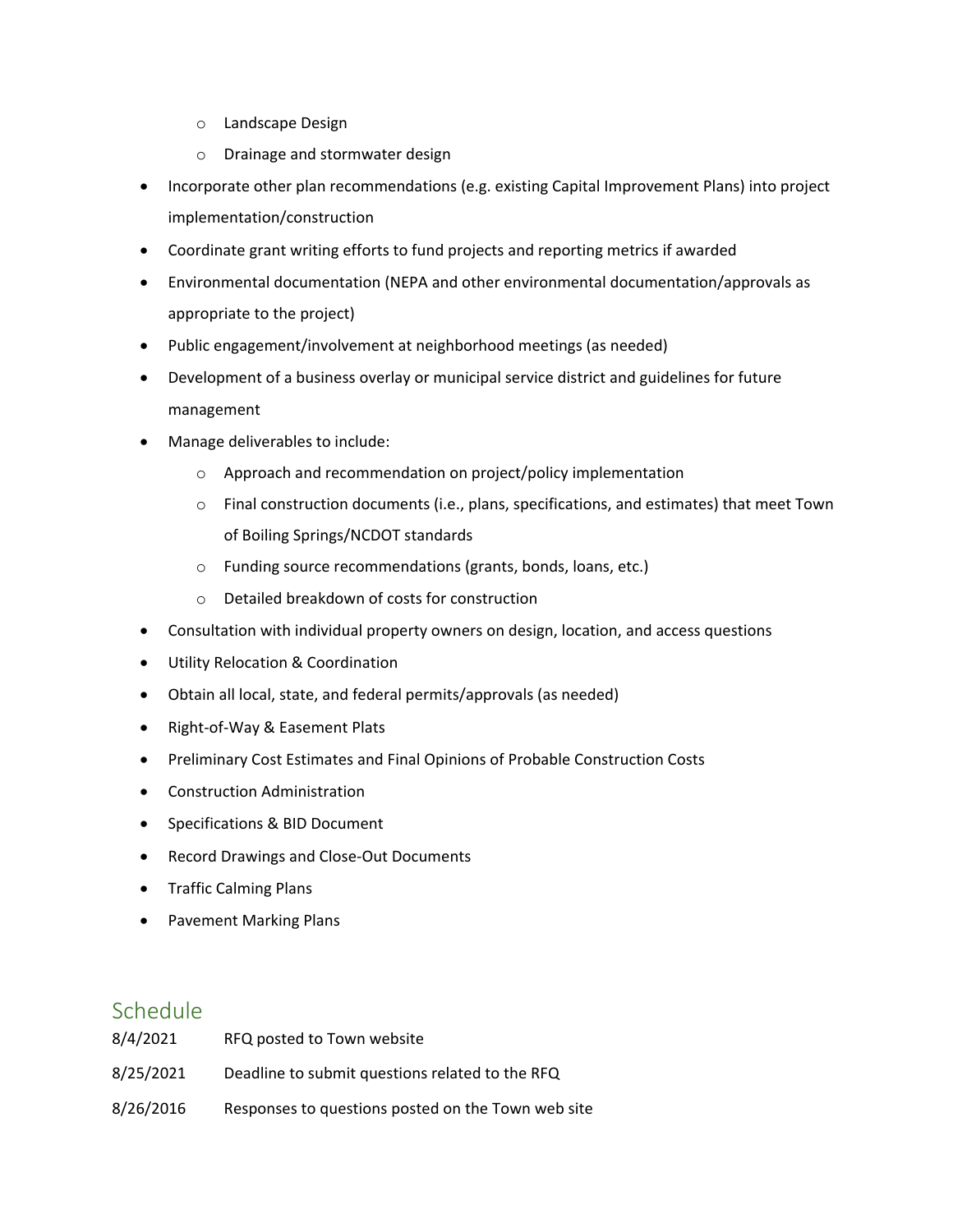- Landscape Design
  - Drainage and stormwater design
- Incorporate other plan recommendations (e.g. existing Capital Improvement Plans) into project implementation/construction
- Coordinate grant writing efforts to fund projects and reporting metrics if awarded
- Environmental documentation (NEPA and other environmental documentation/approvals as appropriate to the project)
- Public engagement/involvement at neighborhood meetings (as needed)
- Development of a business overlay or municipal service district and guidelines for future management
- Manage deliverables to include:
  - Approach and recommendation on project/policy implementation
  - Final construction documents (i.e., plans, specifications, and estimates) that meet Town of Boiling Springs/NCDOT standards
  - Funding source recommendations (grants, bonds, loans, etc.)
  - Detailed breakdown of costs for construction
- Consultation with individual property owners on design, location, and access questions
- Utility Relocation & Coordination
- Obtain all local, state, and federal permits/approvals (as needed)
- Right-of-Way & Easement Plats
- Preliminary Cost Estimates and Final Opinions of Probable Construction Costs
- Construction Administration
- Specifications & BID Document
- Record Drawings and Close-Out Documents
- Traffic Calming Plans
- Pavement Marking Plans

## Schedule

| | |
|---|---|
| 8/4/2021 | RFQ posted to Town website |
| 8/25/2021 | Deadline to submit questions related to the RFQ |
| 8/26/2016 | Responses to questions posted on the Town web site |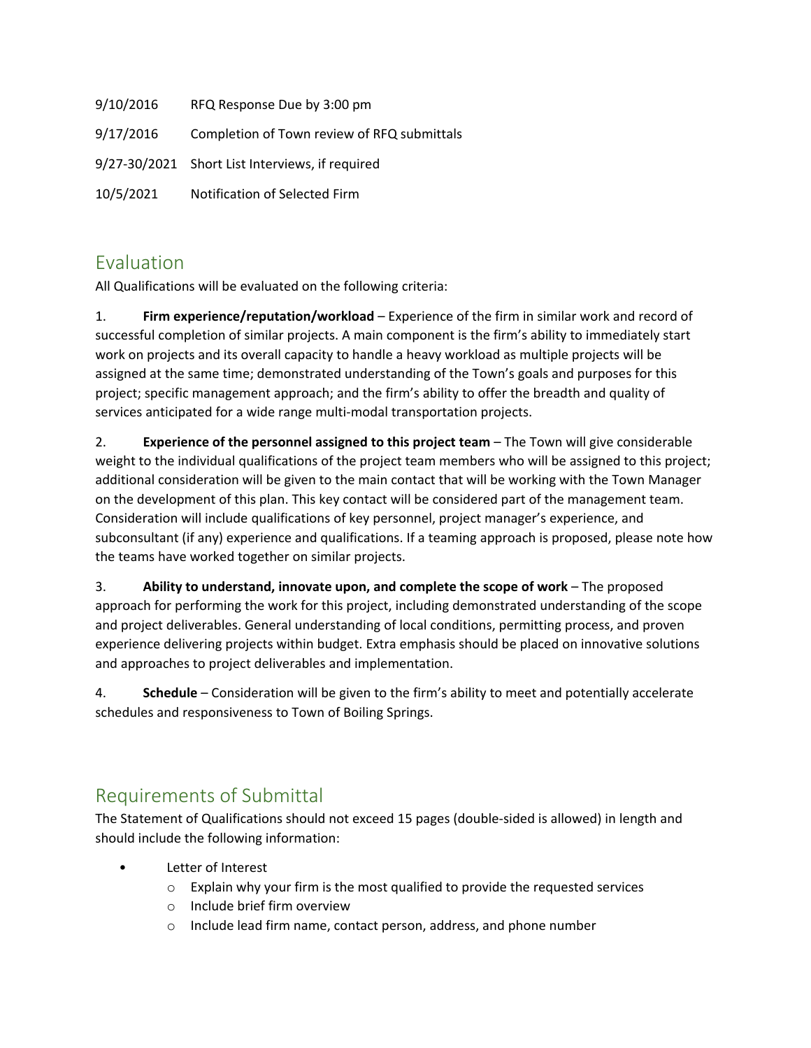| | |
|---|---|
| 9/10/2016 | RFQ Response Due by 3:00 pm |
| 9/17/2016 | Completion of Town review of RFQ submittals |
| 9/27-30/2021 | Short List Interviews, if required |
| 10/5/2021 | Notification of Selected Firm |

## Evaluation

All Qualifications will be evaluated on the following criteria:

1. **Firm experience/reputation/workload** – Experience of the firm in similar work and record of successful completion of similar projects. A main component is the firm's ability to immediately start work on projects and its overall capacity to handle a heavy workload as multiple projects will be assigned at the same time; demonstrated understanding of the Town's goals and purposes for this project; specific management approach; and the firm's ability to offer the breadth and quality of services anticipated for a wide range multi-modal transportation projects.

2. **Experience of the personnel assigned to this project team** – The Town will give considerable weight to the individual qualifications of the project team members who will be assigned to this project; additional consideration will be given to the main contact that will be working with the Town Manager on the development of this plan. This key contact will be considered part of the management team. Consideration will include qualifications of key personnel, project manager's experience, and subconsultant (if any) experience and qualifications. If a teaming approach is proposed, please note how the teams have worked together on similar projects.

3. **Ability to understand, innovate upon, and complete the scope of work** – The proposed approach for performing the work for this project, including demonstrated understanding of the scope and project deliverables. General understanding of local conditions, permitting process, and proven experience delivering projects within budget. Extra emphasis should be placed on innovative solutions and approaches to project deliverables and implementation.

4. **Schedule** – Consideration will be given to the firm's ability to meet and potentially accelerate schedules and responsiveness to Town of Boiling Springs.

## Requirements of Submittal

The Statement of Qualifications should not exceed 15 pages (double-sided is allowed) in length and should include the following information:

- Letter of Interest
  - Explain why your firm is the most qualified to provide the requested services
  - Include brief firm overview
  - Include lead firm name, contact person, address, and phone number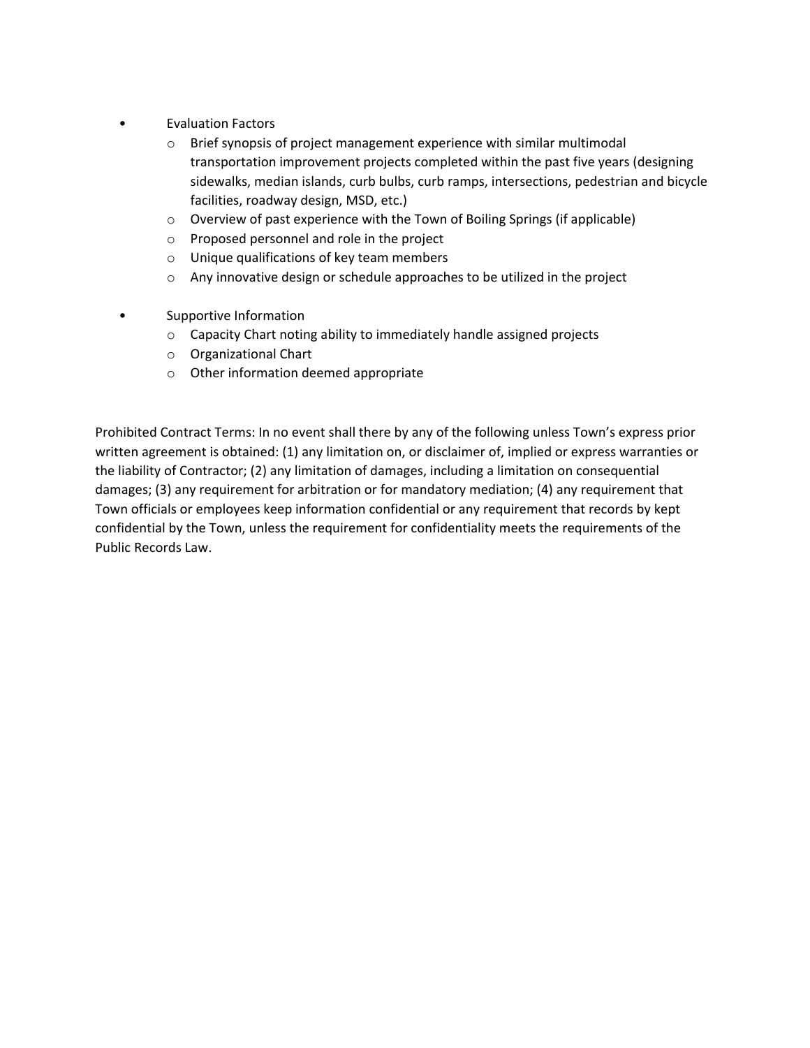- Evaluation Factors
  - Brief synopsis of project management experience with similar multimodal transportation improvement projects completed within the past five years (designing sidewalks, median islands, curb bulbs, curb ramps, intersections, pedestrian and bicycle facilities, roadway design, MSD, etc.)
  - Overview of past experience with the Town of Boiling Springs (if applicable)
  - Proposed personnel and role in the project
  - Unique qualifications of key team members
  - Any innovative design or schedule approaches to be utilized in the project

- Supportive Information
  - Capacity Chart noting ability to immediately handle assigned projects
  - Organizational Chart
  - Other information deemed appropriate

Prohibited Contract Terms: In no event shall there by any of the following unless Town's express prior written agreement is obtained: (1) any limitation on, or disclaimer of, implied or express warranties or the liability of Contractor; (2) any limitation of damages, including a limitation on consequential damages; (3) any requirement for arbitration or for mandatory mediation; (4) any requirement that Town officials or employees keep information confidential or any requirement that records by kept confidential by the Town, unless the requirement for confidentiality meets the requirements of the Public Records Law.